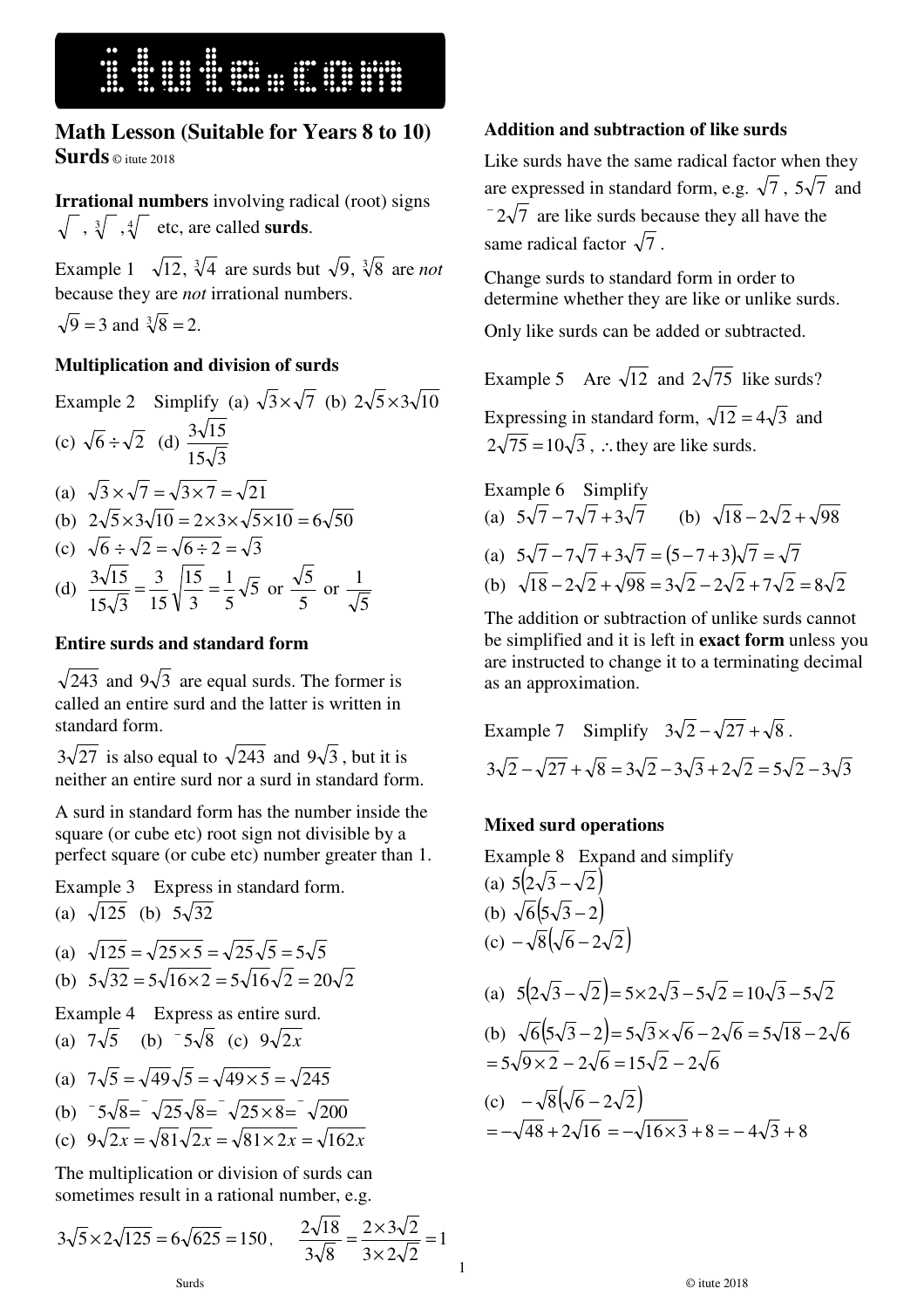# Math Lesson (Suitable for Years 8 to 10)

## Surds © itute 2018

**Irrational numbers** involving radical (root) signs $\sqrt{\ }$, $\sqrt[3]{\ }$, $\sqrt[4]{\ }$ etc, are called **surds**.

Example 1 $\sqrt{12}$, $\sqrt[3]{4}$ are surds but $\sqrt{9}$, $\sqrt[3]{8}$ are *not* because they are *not* irrational numbers.

$\sqrt{9} = 3$ and $\sqrt[3]{8} = 2$.

### Multiplication and division of surds

Example 2 Simplify (a) $\sqrt{3} \times \sqrt{7}$ (b) $2\sqrt{5} \times 3\sqrt{10}$ (c) $\sqrt{6} \div \sqrt{2}$ (d) $\dfrac{3\sqrt{15}}{15\sqrt{3}}$

(a) $\sqrt{3} \times \sqrt{7} = \sqrt{3 \times 7} = \sqrt{21}$

(b) $2\sqrt{5} \times 3\sqrt{10} = 2 \times 3 \times \sqrt{5 \times 10} = 6\sqrt{50}$

(c) $\sqrt{6} \div \sqrt{2} = \sqrt{6 \div 2} = \sqrt{3}$

(d) $\dfrac{3\sqrt{15}}{15\sqrt{3}} = \dfrac{3}{15}\sqrt{\dfrac{15}{3}} = \dfrac{1}{5}\sqrt{5}$ or $\dfrac{\sqrt{5}}{5}$ or $\dfrac{1}{\sqrt{5}}$

### Entire surds and standard form

$\sqrt{243}$ and $9\sqrt{3}$ are equal surds. The former is called an entire surd and the latter is written in standard form.

$3\sqrt{27}$ is also equal to $\sqrt{243}$ and $9\sqrt{3}$, but it is neither an entire surd nor a surd in standard form.

A surd in standard form has the number inside the square (or cube etc) root sign not divisible by a perfect square (or cube etc) number greater than 1.

Example 3 Express in standard form.
(a) $\sqrt{125}$ (b) $5\sqrt{32}$

(a) $\sqrt{125} = \sqrt{25 \times 5} = \sqrt{25}\sqrt{5} = 5\sqrt{5}$

(b) $5\sqrt{32} = 5\sqrt{16 \times 2} = 5\sqrt{16}\sqrt{2} = 20\sqrt{2}$

Example 4 Express as entire surd.
(a) $7\sqrt{5}$ (b) $^{-}5\sqrt{8}$ (c) $9\sqrt{2x}$

(a) $7\sqrt{5} = \sqrt{49}\sqrt{5} = \sqrt{49 \times 5} = \sqrt{245}$

(b) $^{-}5\sqrt{8} = {}^{-}\sqrt{25}\sqrt{8} = {}^{-}\sqrt{25 \times 8} = {}^{-}\sqrt{200}$

(c) $9\sqrt{2x} = \sqrt{81}\sqrt{2x} = \sqrt{81 \times 2x} = \sqrt{162x}$

The multiplication or division of surds can sometimes result in a rational number, e.g.

$3\sqrt{5} \times 2\sqrt{125} = 6\sqrt{625} = 150$, $\quad \dfrac{2\sqrt{18}}{3\sqrt{8}} = \dfrac{2 \times 3\sqrt{2}}{3 \times 2\sqrt{2}} = 1$

### Addition and subtraction of like surds

Like surds have the same radical factor when they are expressed in standard form, e.g. $\sqrt{7}$, $5\sqrt{7}$ and $^{-}2\sqrt{7}$ are like surds because they all have the same radical factor $\sqrt{7}$.

Change surds to standard form in order to determine whether they are like or unlike surds.

Only like surds can be added or subtracted.

Example 5 Are $\sqrt{12}$ and $2\sqrt{75}$ like surds?

Expressing in standard form, $\sqrt{12} = 4\sqrt{3}$ and $2\sqrt{75} = 10\sqrt{3}$, $\therefore$ they are like surds.

Example 6 Simplify
(a) $5\sqrt{7} - 7\sqrt{7} + 3\sqrt{7}$ (b) $\sqrt{18} - 2\sqrt{2} + \sqrt{98}$

(a) $5\sqrt{7} - 7\sqrt{7} + 3\sqrt{7} = (5 - 7 + 3)\sqrt{7} = \sqrt{7}$

(b) $\sqrt{18} - 2\sqrt{2} + \sqrt{98} = 3\sqrt{2} - 2\sqrt{2} + 7\sqrt{2} = 8\sqrt{2}$

The addition or subtraction of unlike surds cannot be simplified and it is left in **exact form** unless you are instructed to change it to a terminating decimal as an approximation.

Example 7 Simplify $3\sqrt{2} - \sqrt{27} + \sqrt{8}$.

$3\sqrt{2} - \sqrt{27} + \sqrt{8} = 3\sqrt{2} - 3\sqrt{3} + 2\sqrt{2} = 5\sqrt{2} - 3\sqrt{3}$

### Mixed surd operations

Example 8 Expand and simplify
(a) $5(2\sqrt{3} - \sqrt{2})$
(b) $\sqrt{6}(5\sqrt{3} - 2)$
(c) $-\sqrt{8}(\sqrt{6} - 2\sqrt{2})$

(a) $5(2\sqrt{3} - \sqrt{2}) = 5 \times 2\sqrt{3} - 5\sqrt{2} = 10\sqrt{3} - 5\sqrt{2}$

(b) $\sqrt{6}(5\sqrt{3} - 2) = 5\sqrt{3} \times \sqrt{6} - 2\sqrt{6} = 5\sqrt{18} - 2\sqrt{6}$
$= 5\sqrt{9 \times 2} - 2\sqrt{6} = 15\sqrt{2} - 2\sqrt{6}$

(c) $-\sqrt{8}(\sqrt{6} - 2\sqrt{2})$
$= -\sqrt{48} + 2\sqrt{16} = -\sqrt{16 \times 3} + 8 = -4\sqrt{3} + 8$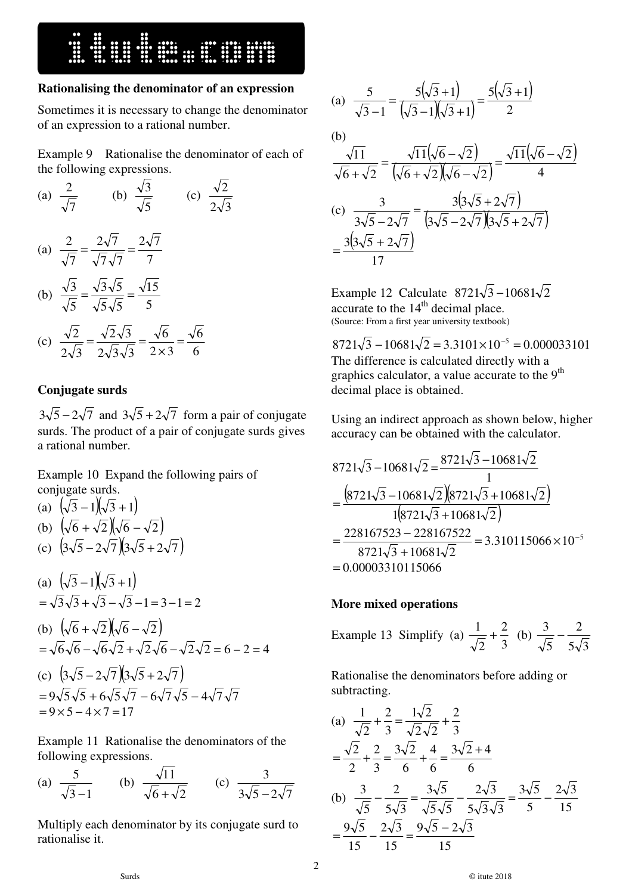### Rationalising the denominator of an expression

Sometimes it is necessary to change the denominator of an expression to a rational number.

Example 9 Rationalise the denominator of each of the following expressions.

(a) $\frac{2}{\sqrt{7}}$ (b) $\frac{\sqrt{3}}{\sqrt{5}}$ (c) $\frac{\sqrt{2}}{2\sqrt{3}}$

(a) $\frac{2}{\sqrt{7}} = \frac{2\sqrt{7}}{\sqrt{7}\sqrt{7}} = \frac{2\sqrt{7}}{7}$

(b) $\frac{\sqrt{3}}{\sqrt{5}} = \frac{\sqrt{3}\sqrt{5}}{\sqrt{5}\sqrt{5}} = \frac{\sqrt{15}}{5}$

(c) $\frac{\sqrt{2}}{2\sqrt{3}} = \frac{\sqrt{2}\sqrt{3}}{2\sqrt{3}\sqrt{3}} = \frac{\sqrt{6}}{2\times 3} = \frac{\sqrt{6}}{6}$

### Conjugate surds

$3\sqrt{5} - 2\sqrt{7}$ and $3\sqrt{5} + 2\sqrt{7}$ form a pair of conjugate surds. The product of a pair of conjugate surds gives a rational number.

Example 10 Expand the following pairs of conjugate surds.

(a) $\left(\sqrt{3}-1\right)\left(\sqrt{3}+1\right)$

(b) $\left(\sqrt{6}+\sqrt{2}\right)\left(\sqrt{6}-\sqrt{2}\right)$

(c) $\left(3\sqrt{5}-2\sqrt{7}\right)\left(3\sqrt{5}+2\sqrt{7}\right)$

(a) $\left(\sqrt{3}-1\right)\left(\sqrt{3}+1\right)$

$= \sqrt{3}\sqrt{3} + \sqrt{3} - \sqrt{3} - 1 = 3 - 1 = 2$

(b) $\left(\sqrt{6}+\sqrt{2}\right)\left(\sqrt{6}-\sqrt{2}\right)$

$= \sqrt{6}\sqrt{6} - \sqrt{6}\sqrt{2} + \sqrt{2}\sqrt{6} - \sqrt{2}\sqrt{2} = 6 - 2 = 4$

(c) $\left(3\sqrt{5}-2\sqrt{7}\right)\left(3\sqrt{5}+2\sqrt{7}\right)$

$= 9\sqrt{5}\sqrt{5} + 6\sqrt{5}\sqrt{7} - 6\sqrt{7}\sqrt{5} - 4\sqrt{7}\sqrt{7}$

$= 9\times 5 - 4\times 7 = 17$

Example 11 Rationalise the denominators of the following expressions.

(a) $\frac{5}{\sqrt{3}-1}$ (b) $\frac{\sqrt{11}}{\sqrt{6}+\sqrt{2}}$ (c) $\frac{3}{3\sqrt{5}-2\sqrt{7}}$

Multiply each denominator by its conjugate surd to rationalise it.

(a) $\frac{5}{\sqrt{3}-1} = \frac{5\left(\sqrt{3}+1\right)}{\left(\sqrt{3}-1\right)\left(\sqrt{3}+1\right)} = \frac{5\left(\sqrt{3}+1\right)}{2}$

(b)

$\frac{\sqrt{11}}{\sqrt{6}+\sqrt{2}} = \frac{\sqrt{11}\left(\sqrt{6}-\sqrt{2}\right)}{\left(\sqrt{6}+\sqrt{2}\right)\left(\sqrt{6}-\sqrt{2}\right)} = \frac{\sqrt{11}\left(\sqrt{6}-\sqrt{2}\right)}{4}$

(c) $\frac{3}{3\sqrt{5}-2\sqrt{7}} = \frac{3\left(3\sqrt{5}+2\sqrt{7}\right)}{\left(3\sqrt{5}-2\sqrt{7}\right)\left(3\sqrt{5}+2\sqrt{7}\right)}$

$= \frac{3\left(3\sqrt{5}+2\sqrt{7}\right)}{17}$

Example 12 Calculate $8721\sqrt{3} - 10681\sqrt{2}$ accurate to the 14[th] decimal place.
(Source: From a first year university textbook)

$8721\sqrt{3} - 10681\sqrt{2} = 3.3101\times 10^{-5} = 0.000033101$

The difference is calculated directly with a graphics calculator, a value accurate to the 9[th] decimal place is obtained.

Using an indirect approach as shown below, higher accuracy can be obtained with the calculator.

$8721\sqrt{3} - 10681\sqrt{2} = \frac{8721\sqrt{3} - 10681\sqrt{2}}{1}$

$= \frac{\left(8721\sqrt{3} - 10681\sqrt{2}\right)\left(8721\sqrt{3} + 10681\sqrt{2}\right)}{1\left(8721\sqrt{3} + 10681\sqrt{2}\right)}$

$= \frac{228167523 - 228167522}{8721\sqrt{3} + 10681\sqrt{2}} = 3.310115066\times 10^{-5}$

$= 0.00003310115066$

### More mixed operations

Example 13 Simplify (a) $\frac{1}{\sqrt{2}} + \frac{2}{3}$ (b) $\frac{3}{\sqrt{5}} - \frac{2}{5\sqrt{3}}$

Rationalise the denominators before adding or subtracting.

(a) $\frac{1}{\sqrt{2}} + \frac{2}{3} = \frac{1\sqrt{2}}{\sqrt{2}\sqrt{2}} + \frac{2}{3}$

$= \frac{\sqrt{2}}{2} + \frac{2}{3} = \frac{3\sqrt{2}}{6} + \frac{4}{6} = \frac{3\sqrt{2}+4}{6}$

(b) $\frac{3}{\sqrt{5}} - \frac{2}{5\sqrt{3}} = \frac{3\sqrt{5}}{\sqrt{5}\sqrt{5}} - \frac{2\sqrt{3}}{5\sqrt{3}\sqrt{3}} = \frac{3\sqrt{5}}{5} - \frac{2\sqrt{3}}{15}$

$= \frac{9\sqrt{5}}{15} - \frac{2\sqrt{3}}{15} = \frac{9\sqrt{5} - 2\sqrt{3}}{15}$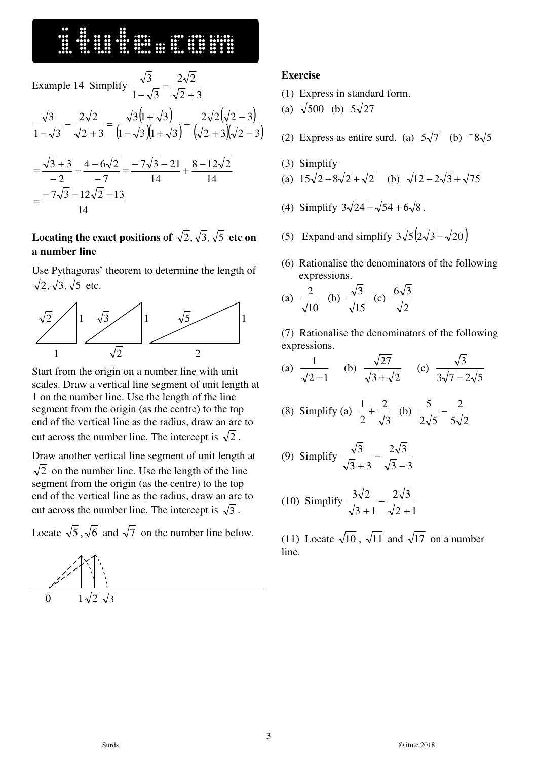Example 14 Simplify $\frac{\sqrt{3}}{1-\sqrt{3}} - \frac{2\sqrt{2}}{\sqrt{2}+3}$

$$\frac{\sqrt{3}}{1-\sqrt{3}} - \frac{2\sqrt{2}}{\sqrt{2}+3} = \frac{\sqrt{3}\left(1+\sqrt{3}\right)}{\left(1-\sqrt{3}\right)\left(1+\sqrt{3}\right)} - \frac{2\sqrt{2}\left(\sqrt{2}-3\right)}{\left(\sqrt{2}+3\right)\left(\sqrt{2}-3\right)}$$

$$= \frac{\sqrt{3}+3}{-2} - \frac{4-6\sqrt{2}}{-7} = \frac{-7\sqrt{3}-21}{14} + \frac{8-12\sqrt{2}}{14}$$

$$= \frac{-7\sqrt{3}-12\sqrt{2}-13}{14}$$

**Locating the exact positions of $\sqrt{2}, \sqrt{3}, \sqrt{5}$ etc on a number line**

Use Pythagoras' theorem to determine the length of $\sqrt{2}, \sqrt{3}, \sqrt{5}$ etc.

$\sqrt{2}$ 1 1 $\sqrt{3}$ 1 $\sqrt{2}$ $\sqrt{5}$ 1 2

Start from the origin on a number line with unit scales. Draw a vertical line segment of unit length at 1 on the number line. Use the length of the line segment from the origin (as the centre) to the top end of the vertical line as the radius, draw an arc to cut across the number line. The intercept is $\sqrt{2}$.

Draw another vertical line segment of unit length at $\sqrt{2}$ on the number line. Use the length of the line segment from the origin (as the centre) to the top end of the vertical line as the radius, draw an arc to cut across the number line. The intercept is $\sqrt{3}$.

Locate $\sqrt{5}$, $\sqrt{6}$ and $\sqrt{7}$ on the number line below.

0 1 $\sqrt{2}$ $\sqrt{3}$

**Exercise**

(1) Express in standard form.

(a) $\sqrt{500}$ (b) $5\sqrt{27}$

(2) Express as entire surd. (a) $5\sqrt{7}$ (b) $^{-}8\sqrt{5}$

(3) Simplify

(a) $15\sqrt{2} - 8\sqrt{2} + \sqrt{2}$ (b) $\sqrt{12} - 2\sqrt{3} + \sqrt{75}$

(4) Simplify $3\sqrt{24} - \sqrt{54} + 6\sqrt{8}$.

(5) Expand and simplify $3\sqrt{5}\left(2\sqrt{3} - \sqrt{20}\right)$

(6) Rationalise the denominators of the following expressions.

(a) $\frac{2}{\sqrt{10}}$ (b) $\frac{\sqrt{3}}{\sqrt{15}}$ (c) $\frac{6\sqrt{3}}{\sqrt{2}}$

(7) Rationalise the denominators of the following expressions.

(a) $\frac{1}{\sqrt{2}-1}$ (b) $\frac{\sqrt{27}}{\sqrt{3}+\sqrt{2}}$ (c) $\frac{\sqrt{3}}{3\sqrt{7}-2\sqrt{5}}$

(8) Simplify (a) $\frac{1}{2} + \frac{2}{\sqrt{3}}$ (b) $\frac{5}{2\sqrt{5}} - \frac{2}{5\sqrt{2}}$

(9) Simplify $\frac{\sqrt{3}}{\sqrt{3}+3} - \frac{2\sqrt{3}}{\sqrt{3}-3}$

(10) Simplify $\frac{3\sqrt{2}}{\sqrt{3}+1} - \frac{2\sqrt{3}}{\sqrt{2}+1}$

(11) Locate $\sqrt{10}$, $\sqrt{11}$ and $\sqrt{17}$ on a number line.